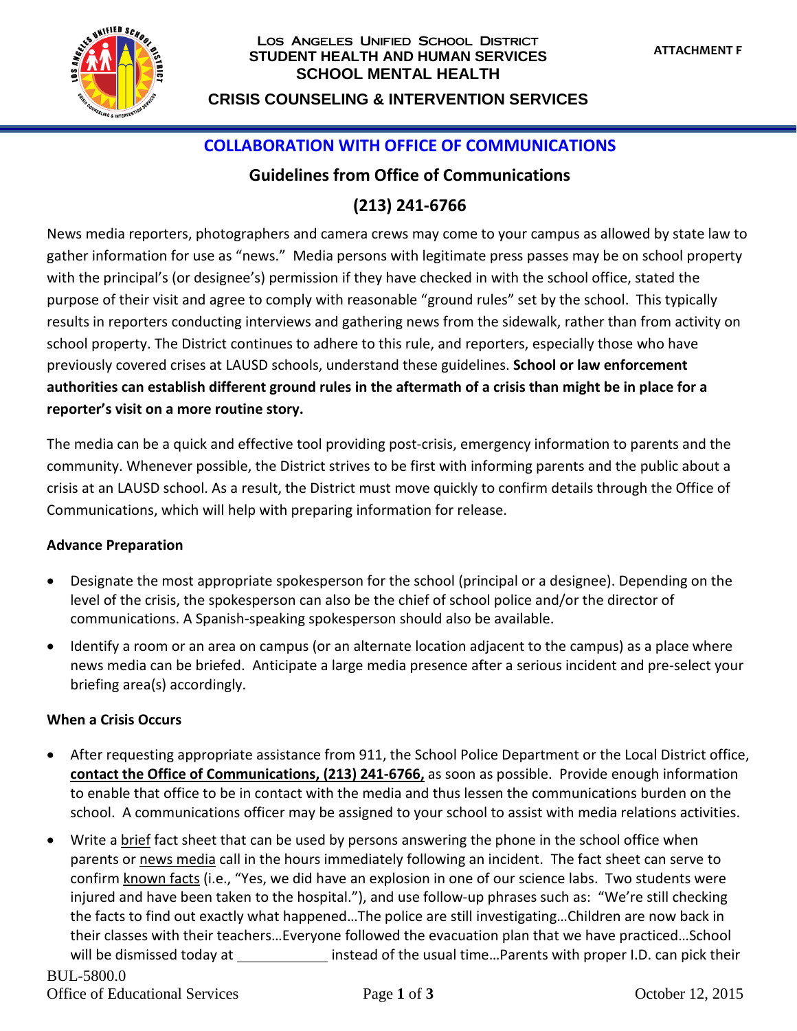Los Angeles Unified School District
STUDENT HEALTH AND HUMAN SERVICES
SCHOOL MENTAL HEALTH

ATTACHMENT F

CRISIS COUNSELING & INTERVENTION SERVICES

# COLLABORATION WITH OFFICE OF COMMUNICATIONS

## Guidelines from Office of Communications

## (213) 241-6766

News media reporters, photographers and camera crews may come to your campus as allowed by state law to gather information for use as "news." Media persons with legitimate press passes may be on school property with the principal's (or designee's) permission if they have checked in with the school office, stated the purpose of their visit and agree to comply with reasonable "ground rules" set by the school. This typically results in reporters conducting interviews and gathering news from the sidewalk, rather than from activity on school property. The District continues to adhere to this rule, and reporters, especially those who have previously covered crises at LAUSD schools, understand these guidelines. **School or law enforcement authorities can establish different ground rules in the aftermath of a crisis than might be in place for a reporter's visit on a more routine story.**

The media can be a quick and effective tool providing post-crisis, emergency information to parents and the community. Whenever possible, the District strives to be first with informing parents and the public about a crisis at an LAUSD school. As a result, the District must move quickly to confirm details through the Office of Communications, which will help with preparing information for release.

**Advance Preparation**

- Designate the most appropriate spokesperson for the school (principal or a designee). Depending on the level of the crisis, the spokesperson can also be the chief of school police and/or the director of communications. A Spanish-speaking spokesperson should also be available.
- Identify a room or an area on campus (or an alternate location adjacent to the campus) as a place where news media can be briefed. Anticipate a large media presence after a serious incident and pre-select your briefing area(s) accordingly.

**When a Crisis Occurs**

- After requesting appropriate assistance from 911, the School Police Department or the Local District office, **contact the Office of Communications, (213) 241-6766,** as soon as possible. Provide enough information to enable that office to be in contact with the media and thus lessen the communications burden on the school. A communications officer may be assigned to your school to assist with media relations activities.
- Write a brief fact sheet that can be used by persons answering the phone in the school office when parents or news media call in the hours immediately following an incident. The fact sheet can serve to confirm known facts (i.e., "Yes, we did have an explosion in one of our science labs. Two students were injured and have been taken to the hospital."), and use follow-up phrases such as: "We're still checking the facts to find out exactly what happened…The police are still investigating…Children are now back in their classes with their teachers…Everyone followed the evacuation plan that we have practiced…School will be dismissed today at ____________ instead of the usual time…Parents with proper I.D. can pick their

BUL-5800.0
Office of Educational Services
October 12, 2015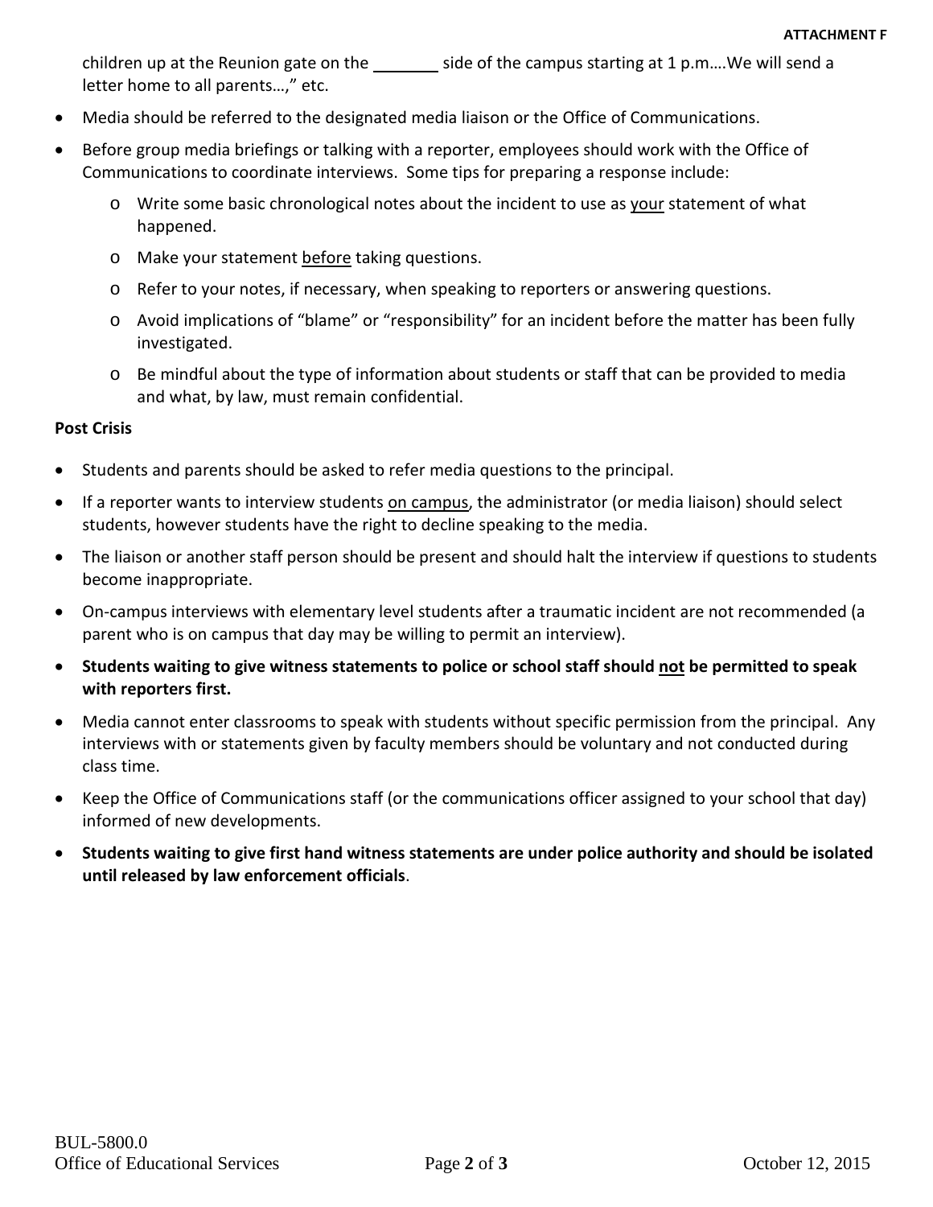children up at the Reunion gate on the _______ side of the campus starting at 1 p.m….We will send a letter home to all parents…," etc.

- Media should be referred to the designated media liaison or the Office of Communications.
- Before group media briefings or talking with a reporter, employees should work with the Office of Communications to coordinate interviews. Some tips for preparing a response include:
  - Write some basic chronological notes about the incident to use as <u>your</u> statement of what happened.
  - Make your statement <u>before</u> taking questions.
  - Refer to your notes, if necessary, when speaking to reporters or answering questions.
  - Avoid implications of "blame" or "responsibility" for an incident before the matter has been fully investigated.
  - Be mindful about the type of information about students or staff that can be provided to media and what, by law, must remain confidential.

**Post Crisis**

- Students and parents should be asked to refer media questions to the principal.
- If a reporter wants to interview students <u>on campus</u>, the administrator (or media liaison) should select students, however students have the right to decline speaking to the media.
- The liaison or another staff person should be present and should halt the interview if questions to students become inappropriate.
- On-campus interviews with elementary level students after a traumatic incident are not recommended (a parent who is on campus that day may be willing to permit an interview).
- **Students waiting to give witness statements to police or school staff should <u>not</u> be permitted to speak with reporters first.**
- Media cannot enter classrooms to speak with students without specific permission from the principal. Any interviews with or statements given by faculty members should be voluntary and not conducted during class time.
- Keep the Office of Communications staff (or the communications officer assigned to your school that day) informed of new developments.
- **Students waiting to give first hand witness statements are under police authority and should be isolated until released by law enforcement officials**.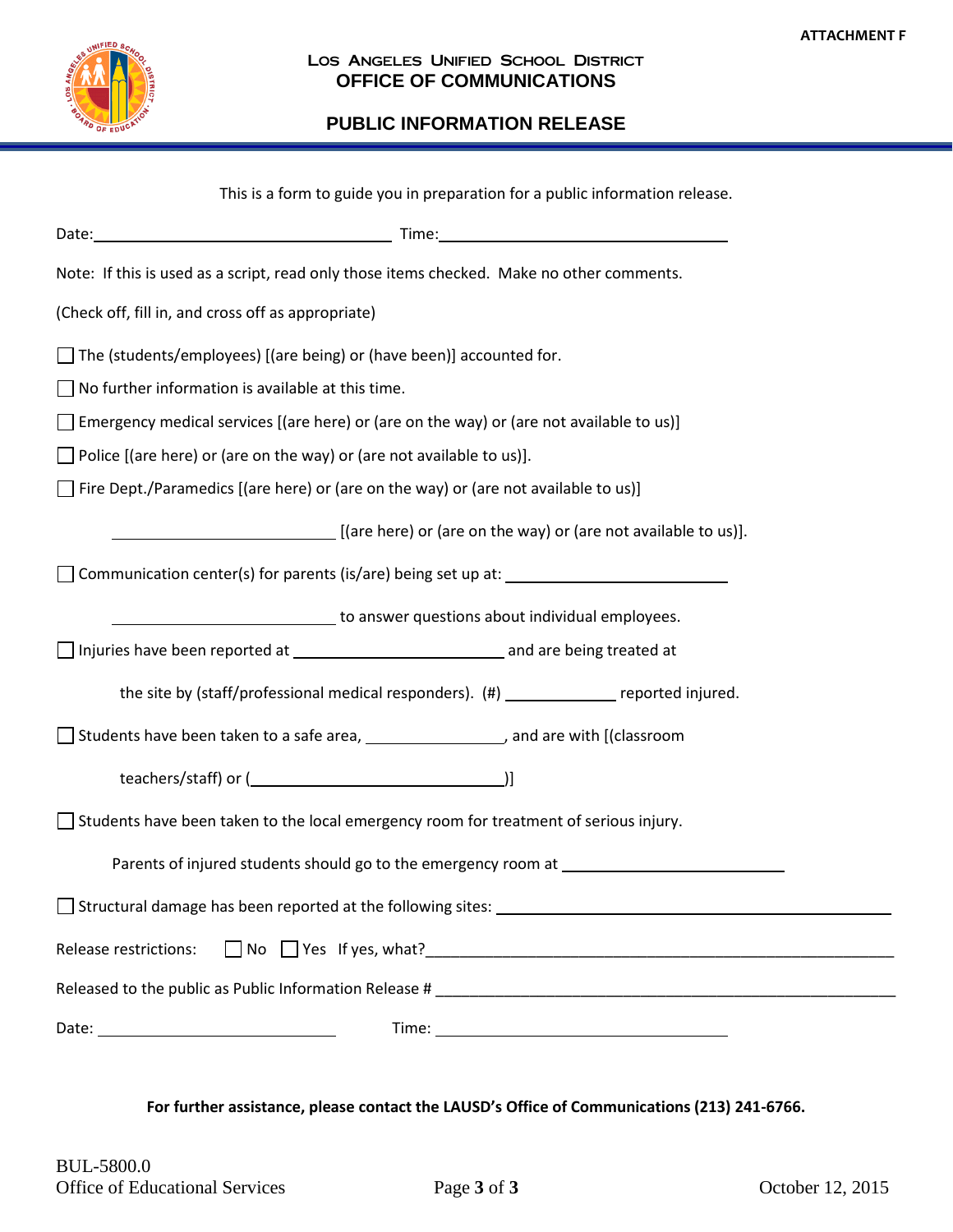ATTACHMENT F

LOS ANGELES UNIFIED SCHOOL DISTRICT
OFFICE OF COMMUNICATIONS

# PUBLIC INFORMATION RELEASE

This is a form to guide you in preparation for a public information release.

Date:______________________________ Time:______________________________

Note: If this is used as a script, read only those items checked. Make no other comments.

(Check off, fill in, and cross off as appropriate)

☐ The (students/employees) [(are being) or (have been)] accounted for.

☐ No further information is available at this time.

☐ Emergency medical services [(are here) or (are on the way) or (are not available to us)]

☐ Police [(are here) or (are on the way) or (are not available to us)].

☐ Fire Dept./Paramedics [(are here) or (are on the way) or (are not available to us)]

______________________ [(are here) or (are on the way) or (are not available to us)].

☐ Communication center(s) for parents (is/are) being set up at: ______________________

______________________ to answer questions about individual employees.

☐ Injuries have been reported at ______________________ and are being treated at

the site by (staff/professional medical responders). (#) __________ reported injured.

☐ Students have been taken to a safe area, ______________, and are with [(classroom

teachers/staff) or (__________________________)]

☐ Students have been taken to the local emergency room for treatment of serious injury.

Parents of injured students should go to the emergency room at ______________________

☐ Structural damage has been reported at the following sites: ________________________________________

Release restrictions: ☐ No ☐ Yes If yes, what?__________________________________________________

Released to the public as Public Information Release # ______________________________________________

Date: ________________________ Time: ______________________________

**For further assistance, please contact the LAUSD's Office of Communications (213) 241-6766.**

BUL-5800.0
Office of Educational Services
October 12, 2015